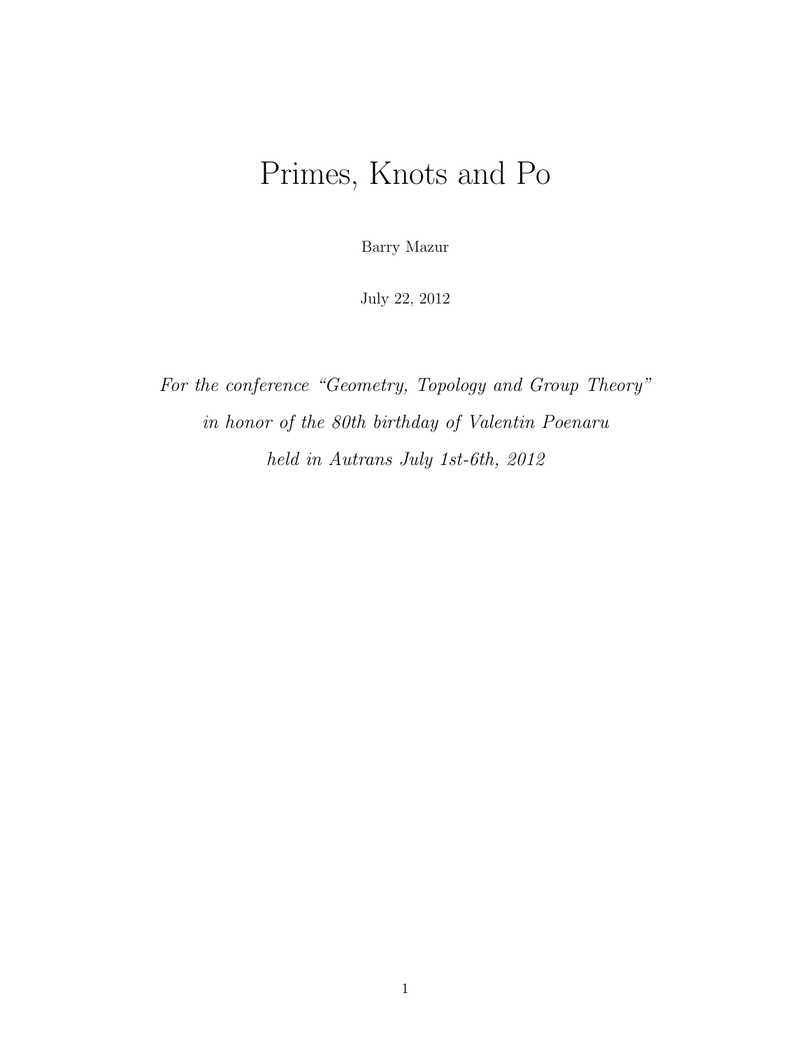# Primes, Knots and Po

Barry Mazur

July 22, 2012

*For the conference "Geometry, Topology and Group Theory"*
*in honor of the 80th birthday of Valentin Poenaru*
*held in Autrans July 1st-6th, 2012*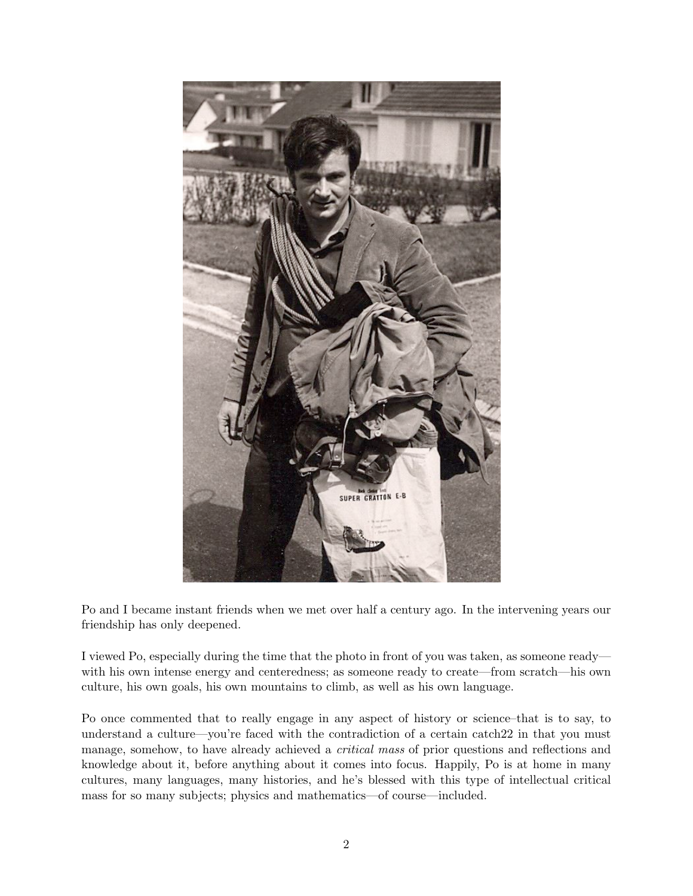Po and I became instant friends when we met over half a century ago. In the intervening years our friendship has only deepened.

I viewed Po, especially during the time that the photo in front of you was taken, as someone ready—with his own intense energy and centeredness; as someone ready to create—from scratch—his own culture, his own goals, his own mountains to climb, as well as his own language.

Po once commented that to really engage in any aspect of history or science–that is to say, to understand a culture—you're faced with the contradiction of a certain catch22 in that you must manage, somehow, to have already achieved a *critical mass* of prior questions and reflections and knowledge about it, before anything about it comes into focus. Happily, Po is at home in many cultures, many languages, many histories, and he's blessed with this type of intellectual critical mass for so many subjects; physics and mathematics—of course—included.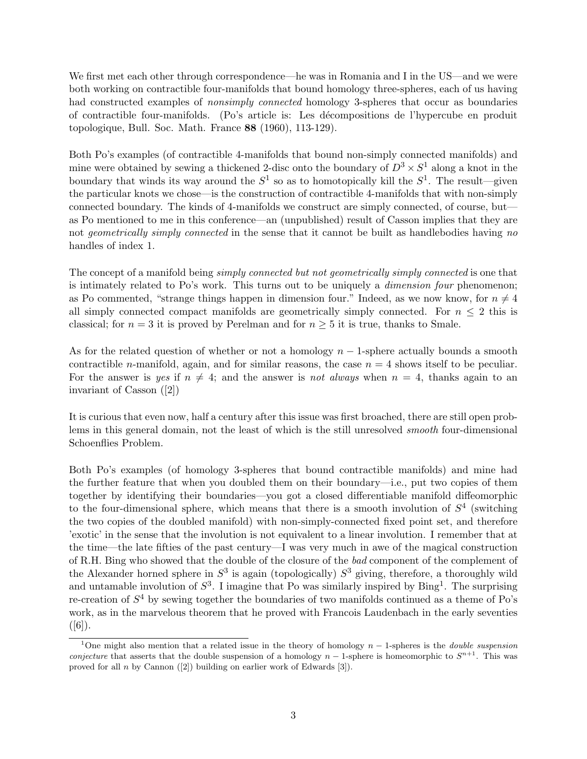We first met each other through correspondence—he was in Romania and I in the US—and we were both working on contractible four-manifolds that bound homology three-spheres, each of us having had constructed examples of *nonsimply connected* homology 3-spheres that occur as boundaries of contractible four-manifolds. (Po's article is: Les décompositions de l'hypercube en produit topologique, Bull. Soc. Math. France **88** (1960), 113-129).

Both Po's examples (of contractible 4-manifolds that bound non-simply connected manifolds) and mine were obtained by sewing a thickened 2-disc onto the boundary of $D^3 \times S^1$ along a knot in the boundary that winds its way around the $S^1$ so as to homotopically kill the $S^1$. The result—given the particular knots we chose—is the construction of contractible 4-manifolds that with non-simply connected boundary. The kinds of 4-manifolds we construct are simply connected, of course, but—as Po mentioned to me in this conference—an (unpublished) result of Casson implies that they are not *geometrically simply connected* in the sense that it cannot be built as handlebodies having *no* handles of index 1.

The concept of a manifold being *simply connected but not geometrically simply connected* is one that is intimately related to Po's work. This turns out to be uniquely a *dimension four* phenomenon; as Po commented, "strange things happen in dimension four." Indeed, as we now know, for $n \neq 4$ all simply connected compact manifolds are geometrically simply connected. For $n \leq 2$ this is classical; for $n = 3$ it is proved by Perelman and for $n \geq 5$ it is true, thanks to Smale.

As for the related question of whether or not a homology $n-1$-sphere actually bounds a smooth contractible $n$-manifold, again, and for similar reasons, the case $n = 4$ shows itself to be peculiar. For the answer is *yes* if $n \neq 4$; and the answer is *not always* when $n = 4$, thanks again to an invariant of Casson ([2])

It is curious that even now, half a century after this issue was first broached, there are still open problems in this general domain, not the least of which is the still unresolved *smooth* four-dimensional Schoenflies Problem.

Both Po's examples (of homology 3-spheres that bound contractible manifolds) and mine had the further feature that when you doubled them on their boundary—i.e., put two copies of them together by identifying their boundaries—you got a closed differentiable manifold diffeomorphic to the four-dimensional sphere, which means that there is a smooth involution of $S^4$ (switching the two copies of the doubled manifold) with non-simply-connected fixed point set, and therefore 'exotic' in the sense that the involution is not equivalent to a linear involution. I remember that at the time—the late fifties of the past century—I was very much in awe of the magical construction of R.H. Bing who showed that the double of the closure of the *bad* component of the complement of the Alexander horned sphere in $S^3$ is again (topologically) $S^3$ giving, therefore, a thoroughly wild and untamable involution of $S^3$. I imagine that Po was similarly inspired by Bing[1]. The surprising re-creation of $S^4$ by sewing together the boundaries of two manifolds continued as a theme of Po's work, as in the marvelous theorem that he proved with Francois Laudenbach in the early seventies ([6]).

[1] One might also mention that a related issue in the theory of homology $n-1$-spheres is the *double suspension conjecture* that asserts that the double suspension of a homology $n-1$-sphere is homeomorphic to $S^{n+1}$. This was proved for all $n$ by Cannon ([2]) building on earlier work of Edwards [3]).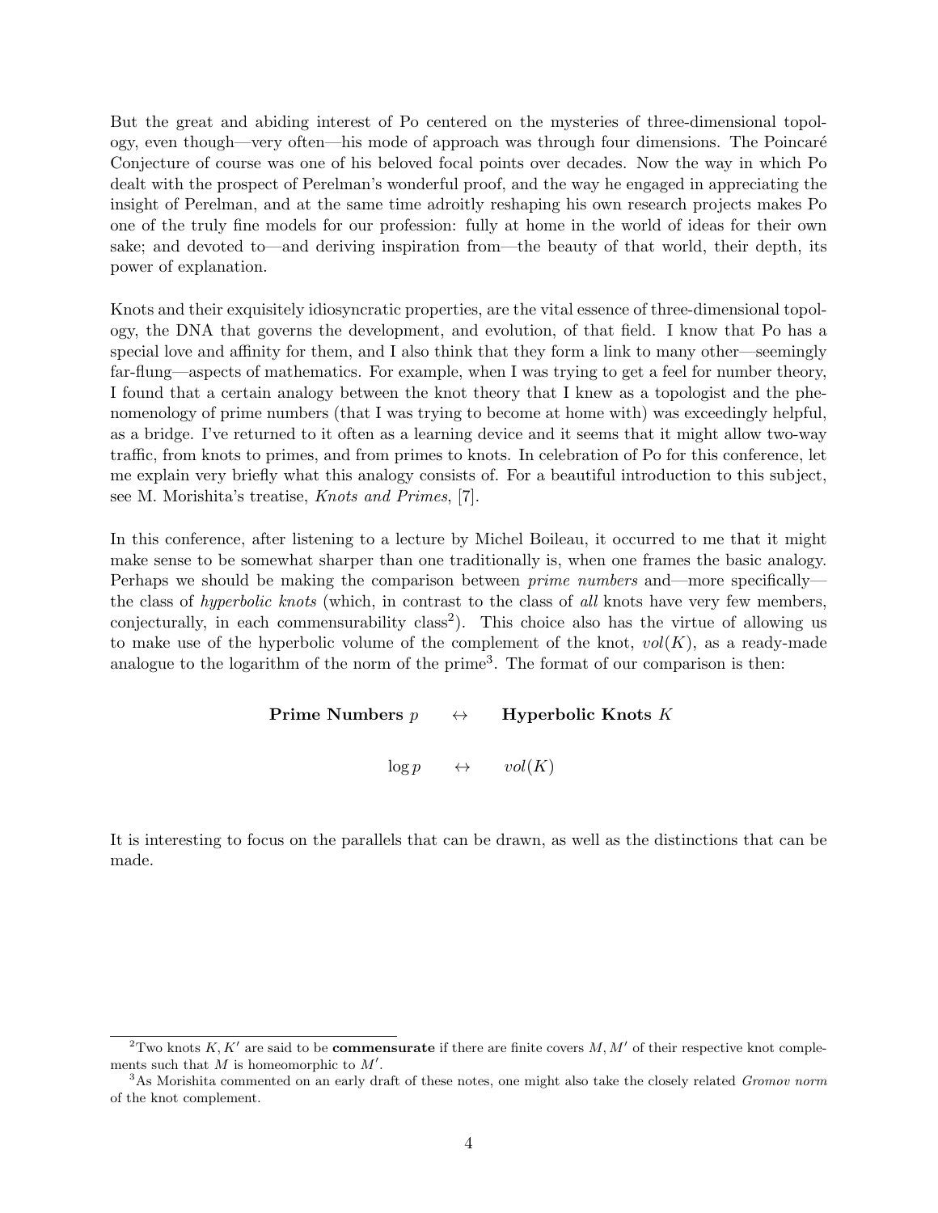But the great and abiding interest of Po centered on the mysteries of three-dimensional topology, even though—very often—his mode of approach was through four dimensions. The Poincaré Conjecture of course was one of his beloved focal points over decades. Now the way in which Po dealt with the prospect of Perelman's wonderful proof, and the way he engaged in appreciating the insight of Perelman, and at the same time adroitly reshaping his own research projects makes Po one of the truly fine models for our profession: fully at home in the world of ideas for their own sake; and devoted to—and deriving inspiration from—the beauty of that world, their depth, its power of explanation.

Knots and their exquisitely idiosyncratic properties, are the vital essence of three-dimensional topology, the DNA that governs the development, and evolution, of that field. I know that Po has a special love and affinity for them, and I also think that they form a link to many other—seemingly far-flung—aspects of mathematics. For example, when I was trying to get a feel for number theory, I found that a certain analogy between the knot theory that I knew as a topologist and the phenomenology of prime numbers (that I was trying to become at home with) was exceedingly helpful, as a bridge. I've returned to it often as a learning device and it seems that it might allow two-way traffic, from knots to primes, and from primes to knots. In celebration of Po for this conference, let me explain very briefly what this analogy consists of. For a beautiful introduction to this subject, see M. Morishita's treatise, *Knots and Primes*, [7].

In this conference, after listening to a lecture by Michel Boileau, it occurred to me that it might make sense to be somewhat sharper than one traditionally is, when one frames the basic analogy. Perhaps we should be making the comparison between *prime numbers* and—more specifically—the class of *hyperbolic knots* (which, in contrast to the class of *all* knots have very few members, conjecturally, in each commensurability class[2]). This choice also has the virtue of allowing us to make use of the hyperbolic volume of the complement of the knot, $vol(K)$, as a ready-made analogue to the logarithm of the norm of the prime[3]. The format of our comparison is then:

$$\textbf{Prime Numbers } p \quad \leftrightarrow \quad \textbf{Hyperbolic Knots } K$$

$$\log p \quad \leftrightarrow \quad vol(K)$$

It is interesting to focus on the parallels that can be drawn, as well as the distinctions that can be made.

---

[2] Two knots $K, K'$ are said to be **commensurate** if there are finite covers $M, M'$ of their respective knot complements such that $M$ is homeomorphic to $M'$.

[3] As Morishita commented on an early draft of these notes, one might also take the closely related *Gromov norm* of the knot complement.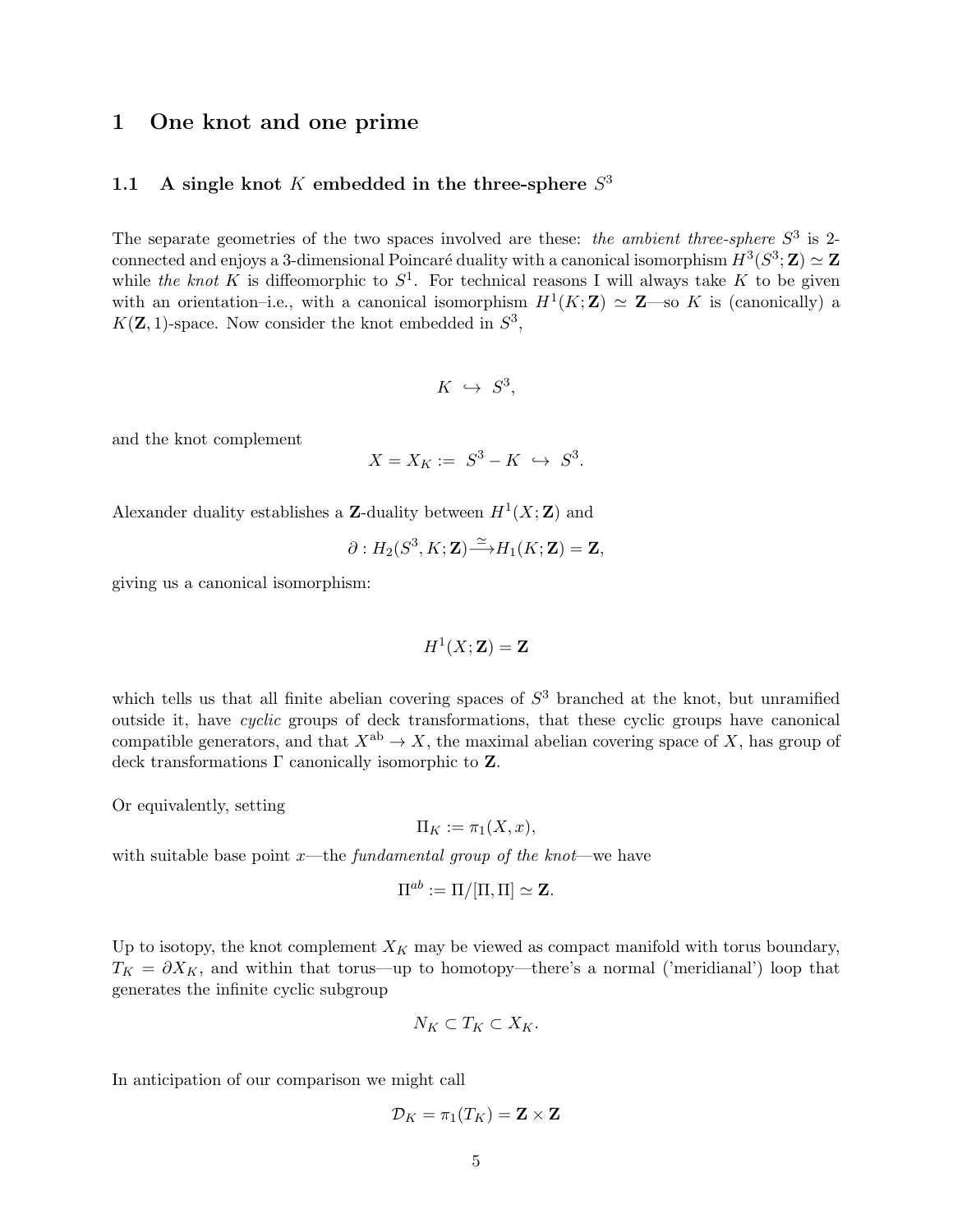# 1 One knot and one prime

## 1.1 A single knot $K$ embedded in the three-sphere $S^3$

The separate geometries of the two spaces involved are these: *the ambient three-sphere* $S^3$ is 2-connected and enjoys a 3-dimensional Poincaré duality with a canonical isomorphism $H^3(S^3; \mathbf{Z}) \simeq \mathbf{Z}$ while *the knot* $K$ is diffeomorphic to $S^1$. For technical reasons I will always take $K$ to be given with an orientation–i.e., with a canonical isomorphism $H^1(K; \mathbf{Z}) \simeq \mathbf{Z}$—so $K$ is (canonically) a $K(\mathbf{Z}, 1)$-space. Now consider the knot embedded in $S^3$,

$$K \hookrightarrow S^3,$$

and the knot complement

$$X = X_K := S^3 - K \hookrightarrow S^3.$$

Alexander duality establishes a $\mathbf{Z}$-duality between $H^1(X; \mathbf{Z})$ and

$$\partial : H_2(S^3, K; \mathbf{Z}) \xrightarrow{\simeq} H_1(K; \mathbf{Z}) = \mathbf{Z},$$

giving us a canonical isomorphism:

$$H^1(X; \mathbf{Z}) = \mathbf{Z}$$

which tells us that all finite abelian covering spaces of $S^3$ branched at the knot, but unramified outside it, have *cyclic* groups of deck transformations, that these cyclic groups have canonical compatible generators, and that $X^{\mathrm{ab}} \to X$, the maximal abelian covering space of $X$, has group of deck transformations $\Gamma$ canonically isomorphic to $\mathbf{Z}$.

Or equivalently, setting

$$\Pi_K := \pi_1(X, x),$$

with suitable base point $x$—the *fundamental group of the knot*—we have

$$\Pi^{ab} := \Pi/[\Pi, \Pi] \simeq \mathbf{Z}.$$

Up to isotopy, the knot complement $X_K$ may be viewed as compact manifold with torus boundary, $T_K = \partial X_K$, and within that torus—up to homotopy—there's a normal ('meridianal') loop that generates the infinite cyclic subgroup

$$N_K \subset T_K \subset X_K.$$

In anticipation of our comparison we might call

$$\mathcal{D}_K = \pi_1(T_K) = \mathbf{Z} \times \mathbf{Z}$$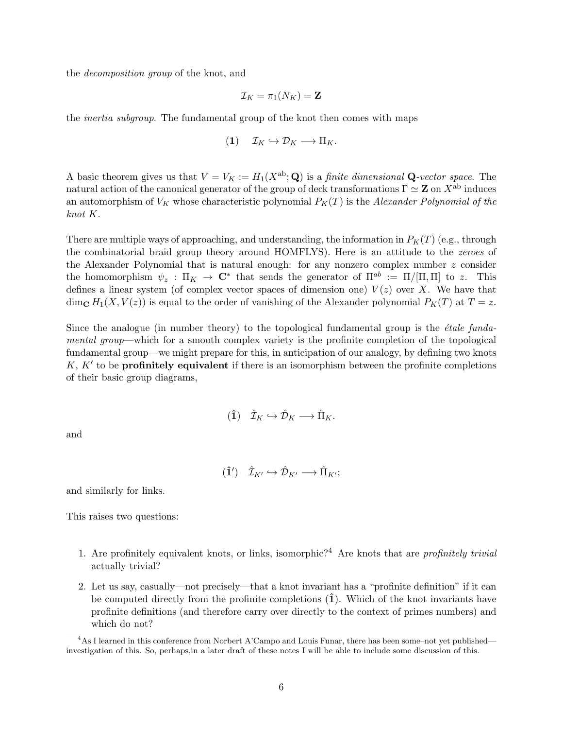the *decomposition group* of the knot, and

$$\mathcal{I}_K = \pi_1(N_K) = \mathbf{Z}$$

the *inertia subgroup*. The fundamental group of the knot then comes with maps

$$(\mathbf{1}) \quad \mathcal{I}_K \hookrightarrow \mathcal{D}_K \longrightarrow \Pi_K.$$

A basic theorem gives us that $V = V_K := H_1(X^{\mathrm{ab}}; \mathbf{Q})$ is a *finite dimensional* $\mathbf{Q}$*-vector space*. The natural action of the canonical generator of the group of deck transformations $\Gamma \simeq \mathbf{Z}$ on $X^{\mathrm{ab}}$ induces an automorphism of $V_K$ whose characteristic polynomial $P_K(T)$ is the *Alexander Polynomial of the knot* $K$.

There are multiple ways of approaching, and understanding, the information in $P_K(T)$ (e.g., through the combinatorial braid group theory around HOMFLYS). Here is an attitude to the *zeroes* of the Alexander Polynomial that is natural enough: for any nonzero complex number $z$ consider the homomorphism $\psi_z : \Pi_K \to \mathbf{C}^*$ that sends the generator of $\Pi^{ab} := \Pi/[\Pi, \Pi]$ to $z$. This defines a linear system (of complex vector spaces of dimension one) $V(z)$ over $X$. We have that $\dim_{\mathbf{C}} H_1(X, V(z))$ is equal to the order of vanishing of the Alexander polynomial $P_K(T)$ at $T = z$.

Since the analogue (in number theory) to the topological fundamental group is the *étale fundamental group*—which for a smooth complex variety is the profinite completion of the topological fundamental group—we might prepare for this, in anticipation of our analogy, by defining two knots $K$, $K'$ to be **profinitely equivalent** if there is an isomorphism between the profinite completions of their basic group diagrams,

$$(\hat{\mathbf{1}}) \quad \hat{\mathcal{I}}_K \hookrightarrow \hat{\mathcal{D}}_K \longrightarrow \hat{\Pi}_K.$$

and

$$(\hat{\mathbf{1}}') \quad \hat{\mathcal{I}}_{K'} \hookrightarrow \hat{\mathcal{D}}_{K'} \longrightarrow \hat{\Pi}_{K'};$$

and similarly for links.

This raises two questions:

1. Are profinitely equivalent knots, or links, isomorphic?[4] Are knots that are *profinitely trivial* actually trivial?
2. Let us say, casually—not precisely—that a knot invariant has a "profinite definition" if it can be computed directly from the profinite completions $(\hat{\mathbf{1}})$. Which of the knot invariants have profinite definitions (and therefore carry over directly to the context of primes numbers) and which do not?

[4] As I learned in this conference from Norbert A'Campo and Louis Funar, there has been some–not yet published—investigation of this. So, perhaps,in a later draft of these notes I will be able to include some discussion of this.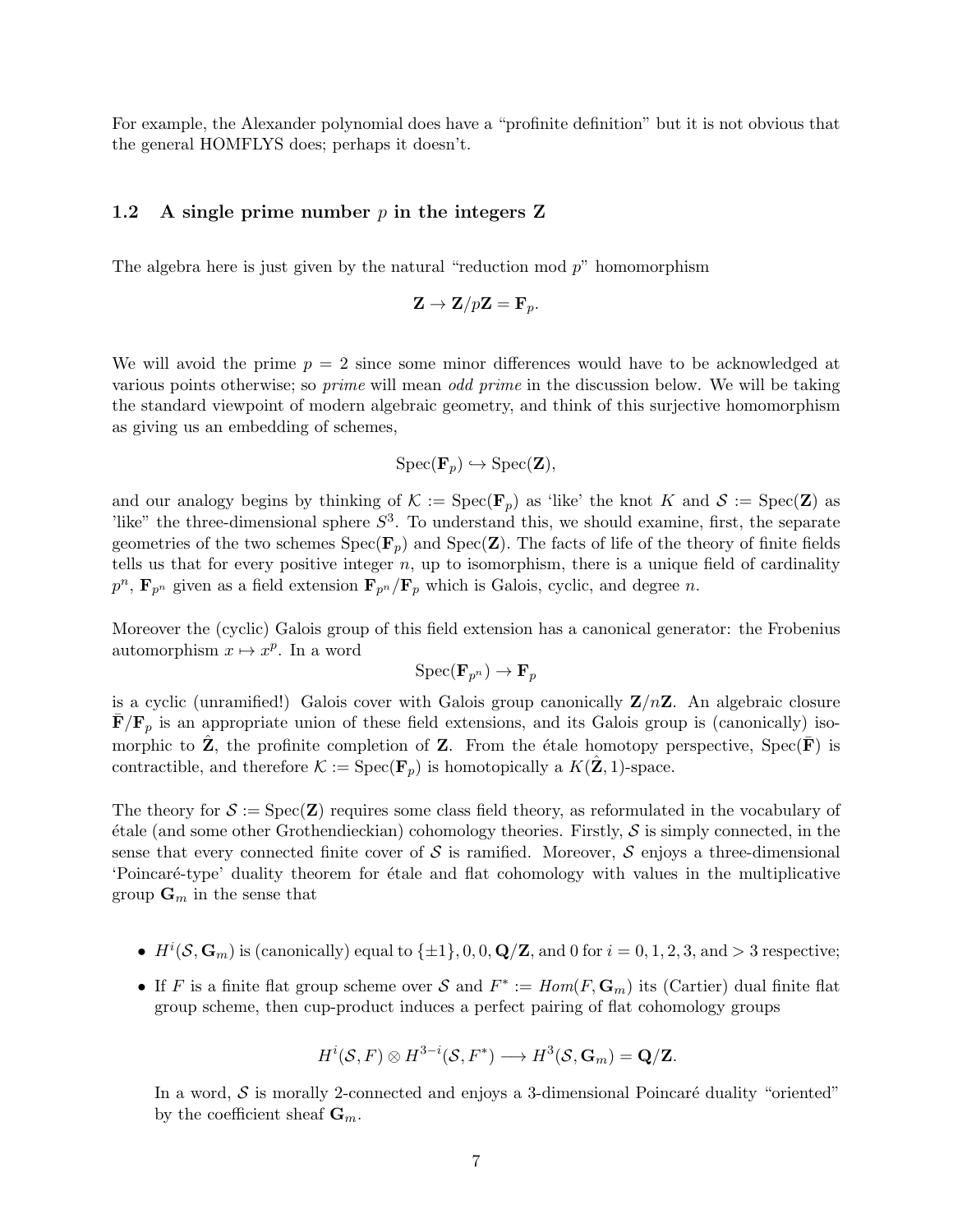For example, the Alexander polynomial does have a "profinite definition" but it is not obvious that the general HOMFLYS does; perhaps it doesn't.

### 1.2 A single prime number $p$ in the integers $\mathbf{Z}$

The algebra here is just given by the natural "reduction mod $p$" homomorphism

$$\mathbf{Z} \to \mathbf{Z}/p\mathbf{Z} = \mathbf{F}_p.$$

We will avoid the prime $p = 2$ since some minor differences would have to be acknowledged at various points otherwise; so *prime* will mean *odd prime* in the discussion below. We will be taking the standard viewpoint of modern algebraic geometry, and think of this surjective homomorphism as giving us an embedding of schemes,

$$\mathrm{Spec}(\mathbf{F}_p) \hookrightarrow \mathrm{Spec}(\mathbf{Z}),$$

and our analogy begins by thinking of $\mathcal{K} := \mathrm{Spec}(\mathbf{F}_p)$ as 'like' the knot $K$ and $\mathcal{S} := \mathrm{Spec}(\mathbf{Z})$ as 'like" the three-dimensional sphere $S^3$. To understand this, we should examine, first, the separate geometries of the two schemes $\mathrm{Spec}(\mathbf{F}_p)$ and $\mathrm{Spec}(\mathbf{Z})$. The facts of life of the theory of finite fields tells us that for every positive integer $n$, up to isomorphism, there is a unique field of cardinality $p^n$, $\mathbf{F}_{p^n}$ given as a field extension $\mathbf{F}_{p^n}/\mathbf{F}_p$ which is Galois, cyclic, and degree $n$.

Moreover the (cyclic) Galois group of this field extension has a canonical generator: the Frobenius automorphism $x \mapsto x^p$. In a word

$$\mathrm{Spec}(\mathbf{F}_{p^n}) \to \mathbf{F}_p$$

is a cyclic (unramified!) Galois cover with Galois group canonically $\mathbf{Z}/n\mathbf{Z}$. An algebraic closure $\bar{\mathbf{F}}/\mathbf{F}_p$ is an appropriate union of these field extensions, and its Galois group is (canonically) isomorphic to $\hat{\mathbf{Z}}$, the profinite completion of $\mathbf{Z}$. From the étale homotopy perspective, $\mathrm{Spec}(\bar{\mathbf{F}})$ is contractible, and therefore $\mathcal{K} := \mathrm{Spec}(\mathbf{F}_p)$ is homotopically a $K(\hat{\mathbf{Z}}, 1)$-space.

The theory for $\mathcal{S} := \mathrm{Spec}(\mathbf{Z})$ requires some class field theory, as reformulated in the vocabulary of étale (and some other Grothendieckian) cohomology theories. Firstly, $\mathcal{S}$ is simply connected, in the sense that every connected finite cover of $\mathcal{S}$ is ramified. Moreover, $\mathcal{S}$ enjoys a three-dimensional 'Poincaré-type' duality theorem for étale and flat cohomology with values in the multiplicative group $\mathbf{G}_m$ in the sense that

- $H^i(\mathcal{S}, \mathbf{G}_m)$ is (canonically) equal to $\{\pm 1\}, 0, 0, \mathbf{Q}/\mathbf{Z}$, and $0$ for $i = 0, 1, 2, 3$, and $> 3$ respective;
- If $F$ is a finite flat group scheme over $\mathcal{S}$ and $F^* := Hom(F, \mathbf{G}_m)$ its (Cartier) dual finite flat group scheme, then cup-product induces a perfect pairing of flat cohomology groups

$$H^i(\mathcal{S}, F) \otimes H^{3-i}(\mathcal{S}, F^*) \longrightarrow H^3(\mathcal{S}, \mathbf{G}_m) = \mathbf{Q}/\mathbf{Z}.$$

In a word, $\mathcal{S}$ is morally 2-connected and enjoys a 3-dimensional Poincaré duality "oriented" by the coefficient sheaf $\mathbf{G}_m$.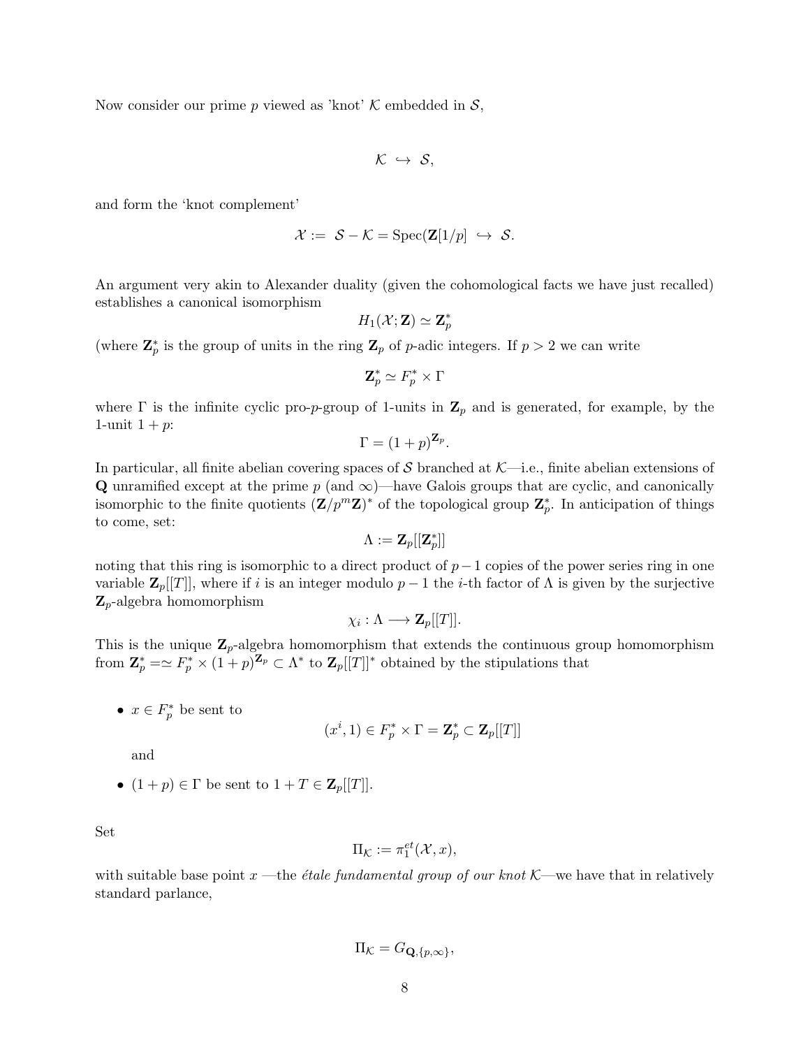Now consider our prime $p$ viewed as 'knot' $\mathcal{K}$ embedded in $\mathcal{S}$,

$$\mathcal{K} \hookrightarrow \mathcal{S},$$

and form the 'knot complement'

$$\mathcal{X} := \mathcal{S} - \mathcal{K} = \mathrm{Spec}(\mathbf{Z}[1/p] \hookrightarrow \mathcal{S}.$$

An argument very akin to Alexander duality (given the cohomological facts we have just recalled) establishes a canonical isomorphism

$$H_1(\mathcal{X}; \mathbf{Z}) \simeq \mathbf{Z}_p^*$$

(where $\mathbf{Z}_p^*$ is the group of units in the ring $\mathbf{Z}_p$ of $p$-adic integers. If $p > 2$ we can write

$$\mathbf{Z}_p^* \simeq F_p^* \times \Gamma$$

where $\Gamma$ is the infinite cyclic pro-$p$-group of 1-units in $\mathbf{Z}_p$ and is generated, for example, by the 1-unit $1+p$:

$$\Gamma = (1+p)^{\mathbf{Z}_p}.$$

In particular, all finite abelian covering spaces of $\mathcal{S}$ branched at $\mathcal{K}$—i.e., finite abelian extensions of $\mathbf{Q}$ unramified except at the prime $p$ (and $\infty$)—have Galois groups that are cyclic, and canonically isomorphic to the finite quotients $(\mathbf{Z}/p^m\mathbf{Z})^*$ of the topological group $\mathbf{Z}_p^*$. In anticipation of things to come, set:

$$\Lambda := \mathbf{Z}_p[[\mathbf{Z}_p^*]]$$

noting that this ring is isomorphic to a direct product of $p-1$ copies of the power series ring in one variable $\mathbf{Z}_p[[T]]$, where if $i$ is an integer modulo $p-1$ the $i$-th factor of $\Lambda$ is given by the surjective $\mathbf{Z}_p$-algebra homomorphism

$$\chi_i : \Lambda \longrightarrow \mathbf{Z}_p[[T]].$$

This is the unique $\mathbf{Z}_p$-algebra homomorphism that extends the continuous group homomorphism from $\mathbf{Z}_p^* =\simeq F_p^* \times (1+p)^{\mathbf{Z}_p} \subset \Lambda^*$ to $\mathbf{Z}_p[[T]]^*$ obtained by the stipulations that

- $x \in F_p^*$ be sent to
$$(x^i, 1) \in F_p^* \times \Gamma = \mathbf{Z}_p^* \subset \mathbf{Z}_p[[T]]$$
and
- $(1+p) \in \Gamma$ be sent to $1 + T \in \mathbf{Z}_p[[T]]$.

Set

$$\Pi_{\mathcal{K}} := \pi_1^{et}(\mathcal{X}, x),$$

with suitable base point $x$ —the *étale fundamental group of our knot* $\mathcal{K}$—we have that in relatively standard parlance,

$$\Pi_{\mathcal{K}} = G_{\mathbf{Q},\{p,\infty\}},$$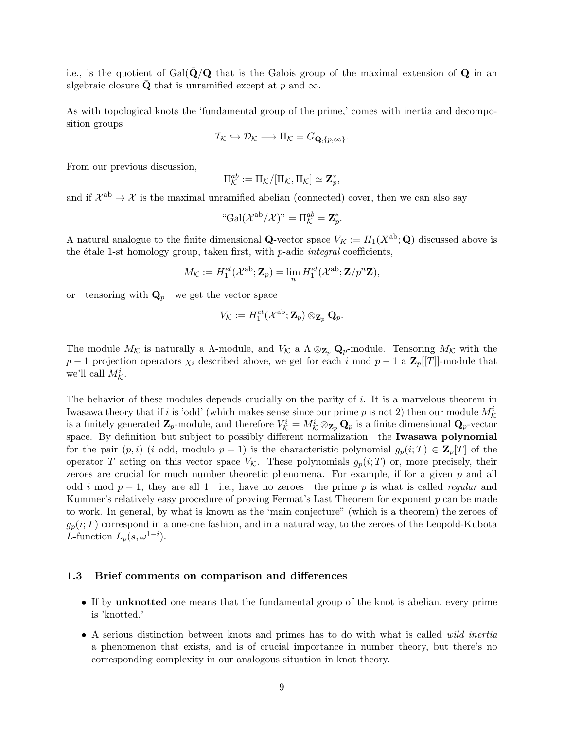i.e., is the quotient of $\mathrm{Gal}(\bar{\mathbf{Q}}/\mathbf{Q}$ that is the Galois group of the maximal extension of $\mathbf{Q}$ in an algebraic closure $\bar{\mathbf{Q}}$ that is unramified except at $p$ and $\infty$.

As with topological knots the 'fundamental group of the prime,' comes with inertia and decomposition groups

$$\mathcal{I}_{\mathcal{K}} \hookrightarrow \mathcal{D}_{\mathcal{K}} \longrightarrow \Pi_{\mathcal{K}} = G_{\mathbf{Q},\{p,\infty\}}.$$

From our previous discussion,

$$\Pi_{\mathcal{K}}^{ab} := \Pi_{\mathcal{K}}/[\Pi_{\mathcal{K}}, \Pi_{\mathcal{K}}] \simeq \mathbf{Z}_p^*,$$

and if $\mathcal{X}^{\mathrm{ab}} \to \mathcal{X}$ is the maximal unramified abelian (connected) cover, then we can also say

$$\text{“}\mathrm{Gal}(\mathcal{X}^{\mathrm{ab}}/\mathcal{X})\text{”} = \Pi_{\mathcal{K}}^{ab} = \mathbf{Z}_p^*.$$

A natural analogue to the finite dimensional $\mathbf{Q}$-vector space $V_K := H_1(X^{\mathrm{ab}}; \mathbf{Q})$ discussed above is the étale 1-st homology group, taken first, with $p$-adic *integral* coefficients,

$$M_{\mathcal{K}} := H_1^{et}(\mathcal{X}^{\mathrm{ab}}; \mathbf{Z}_p) = \lim_{n} H_1^{et}(\mathcal{X}^{\mathrm{ab}}; \mathbf{Z}/p^n\mathbf{Z}),$$

or—tensoring with $\mathbf{Q}_p$—we get the vector space

$$V_{\mathcal{K}} := H_1^{et}(\mathcal{X}^{\mathrm{ab}}; \mathbf{Z}_p) \otimes_{\mathbf{Z}_p} \mathbf{Q}_p.$$

The module $M_{\mathcal{K}}$ is naturally a $\Lambda$-module, and $V_{\mathcal{K}}$ a $\Lambda \otimes_{\mathbf{Z}_p} \mathbf{Q}_p$-module. Tensoring $M_{\mathcal{K}}$ with the $p-1$ projection operators $\chi_i$ described above, we get for each $i$ mod $p-1$ a $\mathbf{Z}_p[[T]]$-module that we'll call $M_{\mathcal{K}}^i$.

The behavior of these modules depends crucially on the parity of $i$. It is a marvelous theorem in Iwasawa theory that if $i$ is 'odd' (which makes sense since our prime $p$ is not 2) then our module $M_{\mathcal{K}}^i$ is a finitely generated $\mathbf{Z}_p$-module, and therefore $V_{\mathcal{K}}^i = M_{\mathcal{K}}^i \otimes_{\mathbf{Z}_p} \mathbf{Q}_p$ is a finite dimensional $\mathbf{Q}_p$-vector space. By definition–but subject to possibly different normalization–the **Iwasawa polynomial** for the pair $(p, i)$ ($i$ odd, modulo $p-1$) is the characteristic polynomial $g_p(i; T) \in \mathbf{Z}_p[T]$ of the operator $T$ acting on this vector space $V_{\mathcal{K}}$. These polynomials $g_p(i; T)$ or, more precisely, their zeroes are crucial for much number theoretic phenomena. For example, if for a given $p$ and all odd $i$ mod $p-1$, they are all 1—i.e., have no zeroes—the prime $p$ is what is called *regular* and Kummer's relatively easy procedure of proving Fermat's Last Theorem for exponent $p$ can be made to work. In general, by what is known as the 'main conjecture" (which is a theorem) the zeroes of $g_p(i; T)$ correspond in a one-one fashion, and in a natural way, to the zeroes of the Leopold-Kubota $L$-function $L_p(s, \omega^{1-i})$.

### 1.3 Brief comments on comparison and differences

- If by **unknotted** one means that the fundamental group of the knot is abelian, every prime is 'knotted.'
- A serious distinction between knots and primes has to do with what is called *wild inertia* a phenomenon that exists, and is of crucial importance in number theory, but there's no corresponding complexity in our analogous situation in knot theory.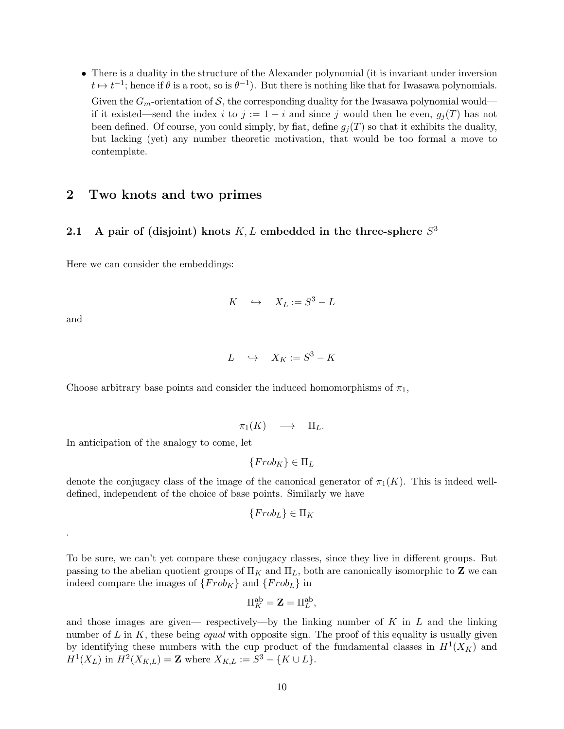- There is a duality in the structure of the Alexander polynomial (it is invariant under inversion $t \mapsto t^{-1}$; hence if $\theta$ is a root, so is $\theta^{-1}$). But there is nothing like that for Iwasawa polynomials.

  Given the $G_m$-orientation of $\mathcal{S}$, the corresponding duality for the Iwasawa polynomial would—if it existed—send the index $i$ to $j := 1 - i$ and since $j$ would then be even, $g_j(T)$ has not been defined. Of course, you could simply, by fiat, define $g_j(T)$ so that it exhibits the duality, but lacking (yet) any number theoretic motivation, that would be too formal a move to contemplate.

## 2 Two knots and two primes

### 2.1 A pair of (disjoint) knots $K, L$ embedded in the three-sphere $S^3$

Here we can consider the embeddings:

$$K \quad \hookrightarrow \quad X_L := S^3 - L$$

and

$$L \quad \hookrightarrow \quad X_K := S^3 - K$$

Choose arbitrary base points and consider the induced homomorphisms of $\pi_1$,

$$\pi_1(K) \quad \longrightarrow \quad \Pi_L.$$

In anticipation of the analogy to come, let

$$\{Frob_K\} \in \Pi_L$$

denote the conjugacy class of the image of the canonical generator of $\pi_1(K)$. This is indeed well-defined, independent of the choice of base points. Similarly we have

$$\{Frob_L\} \in \Pi_K$$

.

To be sure, we can't yet compare these conjugacy classes, since they live in different groups. But passing to the abelian quotient groups of $\Pi_K$ and $\Pi_L$, both are canonically isomorphic to $\mathbf{Z}$ we can indeed compare the images of $\{Frob_K\}$ and $\{Frob_L\}$ in

$$\Pi_K^{\mathrm{ab}} = \mathbf{Z} = \Pi_L^{\mathrm{ab}},$$

and those images are given— respectively—by the linking number of $K$ in $L$ and the linking number of $L$ in $K$, these being *equal* with opposite sign. The proof of this equality is usually given by identifying these numbers with the cup product of the fundamental classes in $H^1(X_K)$ and $H^1(X_L)$ in $H^2(X_{K,L}) = \mathbf{Z}$ where $X_{K,L} := S^3 - \{K \cup L\}$.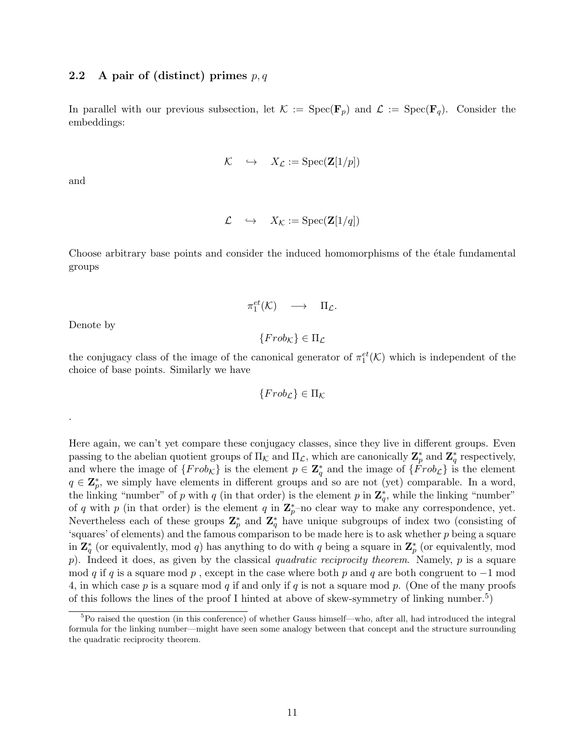### 2.2 A pair of (distinct) primes $p, q$

In parallel with our previous subsection, let $\mathcal{K} := \mathrm{Spec}(\mathbf{F}_p)$ and $\mathcal{L} := \mathrm{Spec}(\mathbf{F}_q)$. Consider the embeddings:

$$\mathcal{K} \quad \hookrightarrow \quad X_{\mathcal{L}} := \mathrm{Spec}(\mathbf{Z}[1/p])$$

and

$$\mathcal{L} \quad \hookrightarrow \quad X_{\mathcal{K}} := \mathrm{Spec}(\mathbf{Z}[1/q])$$

Choose arbitrary base points and consider the induced homomorphisms of the étale fundamental groups

$$\pi_1^{et}(\mathcal{K}) \quad \longrightarrow \quad \Pi_{\mathcal{L}}.$$

Denote by

$$\{Frob_{\mathcal{K}}\} \in \Pi_{\mathcal{L}}$$

the conjugacy class of the image of the canonical generator of $\pi_1^{et}(\mathcal{K})$ which is independent of the choice of base points. Similarly we have

$$\{Frob_{\mathcal{L}}\} \in \Pi_{\mathcal{K}}$$

.

Here again, we can't yet compare these conjugacy classes, since they live in different groups. Even passing to the abelian quotient groups of $\Pi_{\mathcal{K}}$ and $\Pi_{\mathcal{L}}$, which are canonically $\mathbf{Z}_p^*$ and $\mathbf{Z}_q^*$ respectively, and where the image of $\{Frob_{\mathcal{K}}\}$ is the element $p \in \mathbf{Z}_q^*$ and the image of $\{Frob_{\mathcal{L}}\}$ is the element $q \in \mathbf{Z}_p^*$, we simply have elements in different groups and so are not (yet) comparable. In a word, the linking "number" of $p$ with $q$ (in that order) is the element $p$ in $\mathbf{Z}_q^*$, while the linking "number" of $q$ with $p$ (in that order) is the element $q$ in $\mathbf{Z}_p^*$–no clear way to make any correspondence, yet. Nevertheless each of these groups $\mathbf{Z}_p^*$ and $\mathbf{Z}_q^*$ have unique subgroups of index two (consisting of 'squares' of elements) and the famous comparison to be made here is to ask whether $p$ being a square in $\mathbf{Z}_q^*$ (or equivalently, mod $q$) has anything to do with $q$ being a square in $\mathbf{Z}_p^*$ (or equivalently, mod $p$). Indeed it does, as given by the classical *quadratic reciprocity theorem*. Namely, $p$ is a square mod $q$ if $q$ is a square mod $p$ , except in the case where both $p$ and $q$ are both congruent to $-1$ mod 4, in which case $p$ is a square mod $q$ if and only if $q$ is not a square mod $p$. (One of the many proofs of this follows the lines of the proof I hinted at above of skew-symmetry of linking number.[5])

[5] Po raised the question (in this conference) of whether Gauss himself—who, after all, had introduced the integral formula for the linking number—might have seen some analogy between that concept and the structure surrounding the quadratic reciprocity theorem.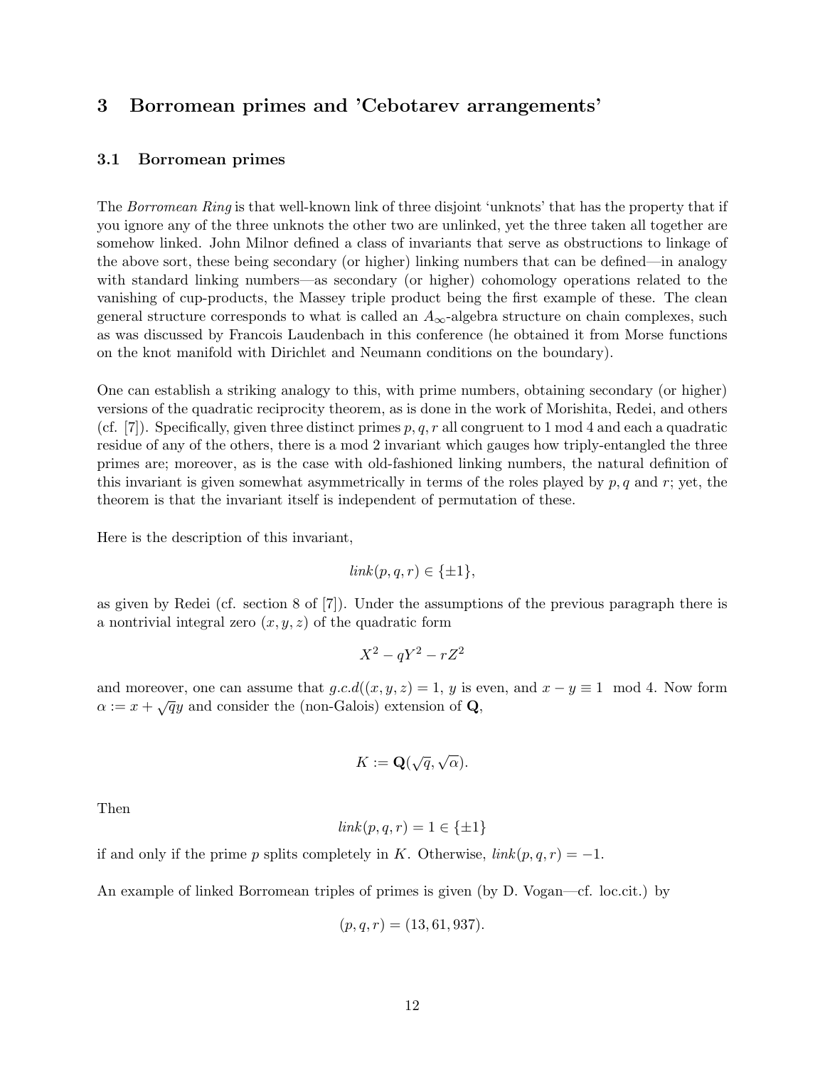## 3 Borromean primes and 'Cebotarev arrangements'

### 3.1 Borromean primes

The *Borromean Ring* is that well-known link of three disjoint 'unknots' that has the property that if you ignore any of the three unknots the other two are unlinked, yet the three taken all together are somehow linked. John Milnor defined a class of invariants that serve as obstructions to linkage of the above sort, these being secondary (or higher) linking numbers that can be defined—in analogy with standard linking numbers—as secondary (or higher) cohomology operations related to the vanishing of cup-products, the Massey triple product being the first example of these. The clean general structure corresponds to what is called an $A_\infty$-algebra structure on chain complexes, such as was discussed by Francois Laudenbach in this conference (he obtained it from Morse functions on the knot manifold with Dirichlet and Neumann conditions on the boundary).

One can establish a striking analogy to this, with prime numbers, obtaining secondary (or higher) versions of the quadratic reciprocity theorem, as is done in the work of Morishita, Redei, and others (cf. [7]). Specifically, given three distinct primes $p, q, r$ all congruent to 1 mod 4 and each a quadratic residue of any of the others, there is a mod 2 invariant which gauges how triply-entangled the three primes are; moreover, as is the case with old-fashioned linking numbers, the natural definition of this invariant is given somewhat asymmetrically in terms of the roles played by $p, q$ and $r$; yet, the theorem is that the invariant itself is independent of permutation of these.

Here is the description of this invariant,

$$link(p, q, r) \in \{\pm 1\},$$

as given by Redei (cf. section 8 of [7]). Under the assumptions of the previous paragraph there is a nontrivial integral zero $(x, y, z)$ of the quadratic form

$$X^2 - qY^2 - rZ^2$$

and moreover, one can assume that $g.c.d((x, y, z) = 1$, $y$ is even, and $x - y \equiv 1 \mod 4$. Now form $\alpha := x + \sqrt{q}y$ and consider the (non-Galois) extension of $\mathbf{Q}$,

$$K := \mathbf{Q}(\sqrt{q}, \sqrt{\alpha}).$$

Then

$$link(p, q, r) = 1 \in \{\pm 1\}$$

if and only if the prime $p$ splits completely in $K$. Otherwise, $link(p, q, r) = -1$.

An example of linked Borromean triples of primes is given (by D. Vogan—cf. loc.cit.) by

$$(p, q, r) = (13, 61, 937).$$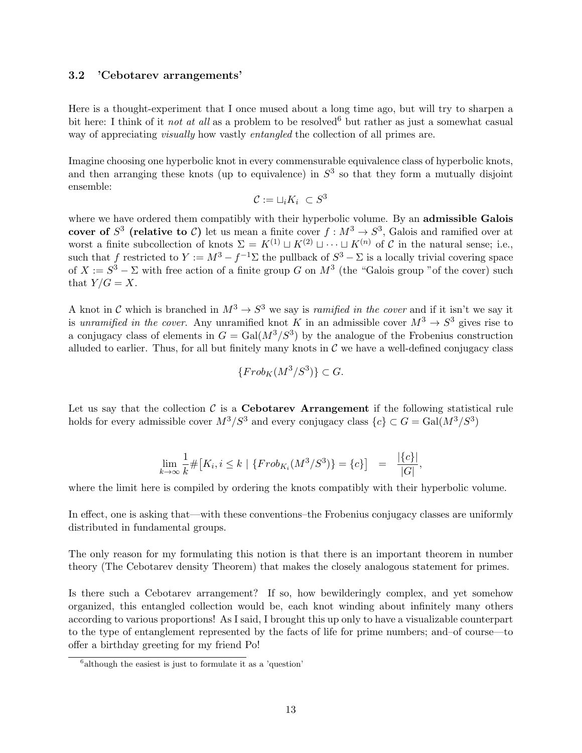### 3.2 'Cebotarev arrangements'

Here is a thought-experiment that I once mused about a long time ago, but will try to sharpen a bit here: I think of it *not at all* as a problem to be resolved[6] but rather as just a somewhat casual way of appreciating *visually* how vastly *entangled* the collection of all primes are.

Imagine choosing one hyperbolic knot in every commensurable equivalence class of hyperbolic knots, and then arranging these knots (up to equivalence) in $S^3$ so that they form a mutually disjoint ensemble:

$$\mathcal{C} := \sqcup_i K_i \ \subset S^3$$

where we have ordered them compatibly with their hyperbolic volume. By an **admissible Galois cover of $S^3$ (relative to $\mathcal{C}$)** let us mean a finite cover $f : M^3 \to S^3$, Galois and ramified over at worst a finite subcollection of knots $\Sigma = K^{(1)} \sqcup K^{(2)} \sqcup \cdots \sqcup K^{(n)}$ of $\mathcal{C}$ in the natural sense; i.e., such that $f$ restricted to $Y := M^3 - f^{-1}\Sigma$ the pullback of $S^3 - \Sigma$ is a locally trivial covering space of $X := S^3 - \Sigma$ with free action of a finite group $G$ on $M^3$ (the "Galois group "of the cover) such that $Y/G = X$.

A knot in $\mathcal{C}$ which is branched in $M^3 \to S^3$ we say is *ramified in the cover* and if it isn't we say it is *unramified in the cover.* Any unramified knot $K$ in an admissible cover $M^3 \to S^3$ gives rise to a conjugacy class of elements in $G = \mathrm{Gal}(M^3/S^3)$ by the analogue of the Frobenius construction alluded to earlier. Thus, for all but finitely many knots in $\mathcal{C}$ we have a well-defined conjugacy class

$$\{Frob_K(M^3/S^3)\} \subset G.$$

Let us say that the collection $\mathcal{C}$ is a **Cebotarev Arrangement** if the following statistical rule holds for every admissible cover $M^3/S^3$ and every conjugacy class $\{c\} \subset G = \mathrm{Gal}(M^3/S^3)$

$$\lim_{k\to\infty} \frac{1}{k}\#\big[K_i, i \leq k \mid \{Frob_{K_i}(M^3/S^3)\} = \{c\}\big] \quad = \quad \frac{|\{c\}|}{|G|},$$

where the limit here is compiled by ordering the knots compatibly with their hyperbolic volume.

In effect, one is asking that—with these conventions–the Frobenius conjugacy classes are uniformly distributed in fundamental groups.

The only reason for my formulating this notion is that there is an important theorem in number theory (The Cebotarev density Theorem) that makes the closely analogous statement for primes.

Is there such a Cebotarev arrangement? If so, how bewilderingly complex, and yet somehow organized, this entangled collection would be, each knot winding about infinitely many others according to various proportions! As I said, I brought this up only to have a visualizable counterpart to the type of entanglement represented by the facts of life for prime numbers; and–of course—to offer a birthday greeting for my friend Po!

[6] although the easiest is just to formulate it as a 'question'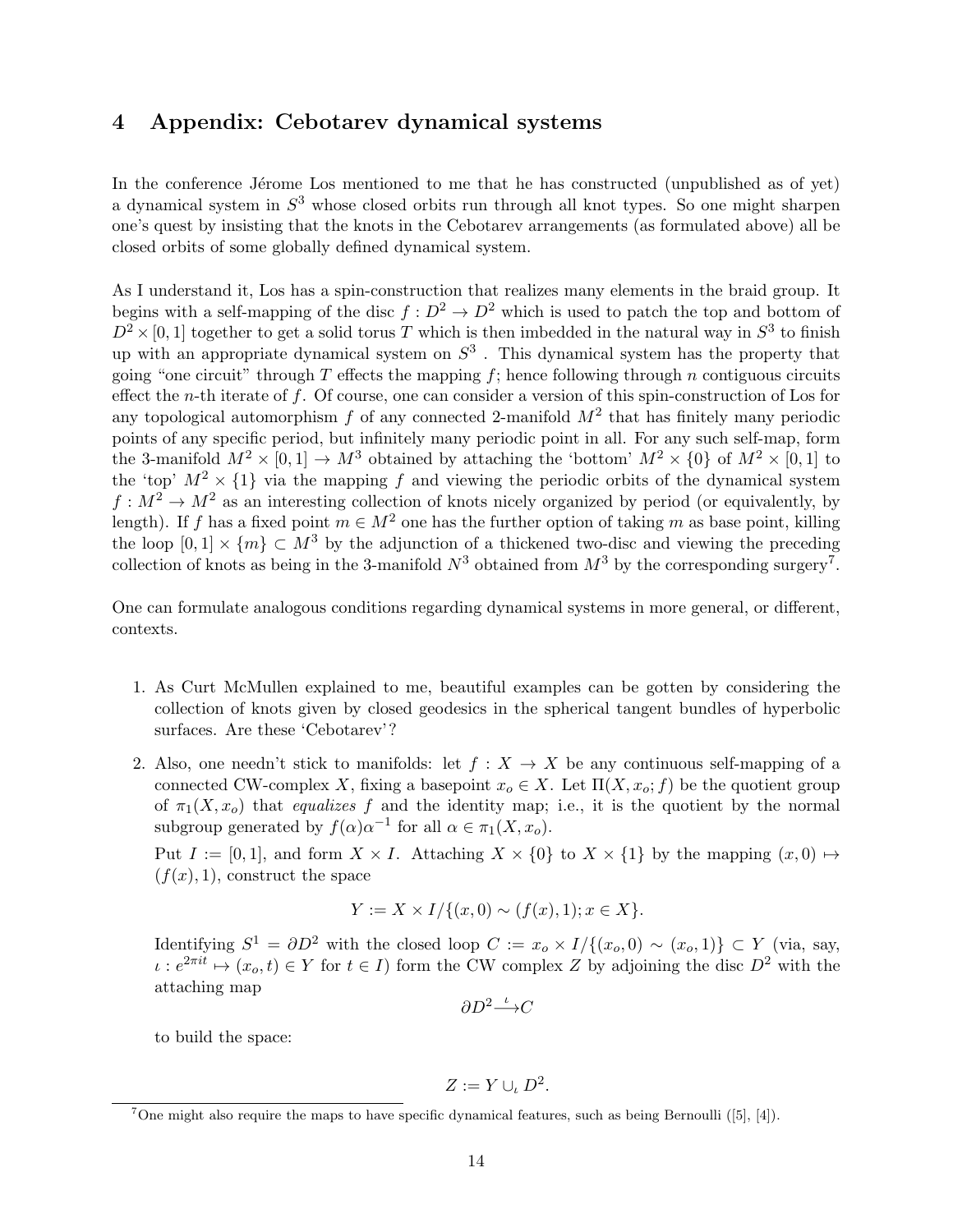# 4 Appendix: Cebotarev dynamical systems

In the conference Jérome Los mentioned to me that he has constructed (unpublished as of yet) a dynamical system in $S^3$ whose closed orbits run through all knot types. So one might sharpen one's quest by insisting that the knots in the Cebotarev arrangements (as formulated above) all be closed orbits of some globally defined dynamical system.

As I understand it, Los has a spin-construction that realizes many elements in the braid group. It begins with a self-mapping of the disc $f : D^2 \to D^2$ which is used to patch the top and bottom of $D^2 \times [0, 1]$ together to get a solid torus $T$ which is then imbedded in the natural way in $S^3$ to finish up with an appropriate dynamical system on $S^3$ . This dynamical system has the property that going "one circuit" through $T$ effects the mapping $f$; hence following through $n$ contiguous circuits effect the $n$-th iterate of $f$. Of course, one can consider a version of this spin-construction of Los for any topological automorphism $f$ of any connected 2-manifold $M^2$ that has finitely many periodic points of any specific period, but infinitely many periodic point in all. For any such self-map, form the 3-manifold $M^2 \times [0, 1] \to M^3$ obtained by attaching the 'bottom' $M^2 \times \{0\}$ of $M^2 \times [0, 1]$ to the 'top' $M^2 \times \{1\}$ via the mapping $f$ and viewing the periodic orbits of the dynamical system $f : M^2 \to M^2$ as an interesting collection of knots nicely organized by period (or equivalently, by length). If $f$ has a fixed point $m \in M^2$ one has the further option of taking $m$ as base point, killing the loop $[0, 1] \times \{m\} \subset M^3$ by the adjunction of a thickened two-disc and viewing the preceding collection of knots as being in the 3-manifold $N^3$ obtained from $M^3$ by the corresponding surgery[7].

One can formulate analogous conditions regarding dynamical systems in more general, or different, contexts.

1. As Curt McMullen explained to me, beautiful examples can be gotten by considering the collection of knots given by closed geodesics in the spherical tangent bundles of hyperbolic surfaces. Are these 'Cebotarev'?

2. Also, one needn't stick to manifolds: let $f : X \to X$ be any continuous self-mapping of a connected CW-complex $X$, fixing a basepoint $x_o \in X$. Let $\Pi(X, x_o; f)$ be the quotient group of $\pi_1(X, x_o)$ that *equalizes* $f$ and the identity map; i.e., it is the quotient by the normal subgroup generated by $f(\alpha)\alpha^{-1}$ for all $\alpha \in \pi_1(X, x_o)$.

   Put $I := [0, 1]$, and form $X \times I$. Attaching $X \times \{0\}$ to $X \times \{1\}$ by the mapping $(x, 0) \mapsto (f(x), 1)$, construct the space

   $$Y := X \times I/\{(x, 0) \sim (f(x), 1); x \in X\}.$$

   Identifying $S^1 = \partial D^2$ with the closed loop $C := x_o \times I/\{(x_o, 0) \sim (x_o, 1)\} \subset Y$ (via, say, $\iota : e^{2\pi i t} \mapsto (x_o, t) \in Y$ for $t \in I$) form the CW complex $Z$ by adjoining the disc $D^2$ with the attaching map

   $$\partial D^2 \xrightarrow{\iota} C$$

   to build the space:

   $$Z := Y \cup_\iota D^2.$$

[7] One might also require the maps to have specific dynamical features, such as being Bernoulli ([5], [4]).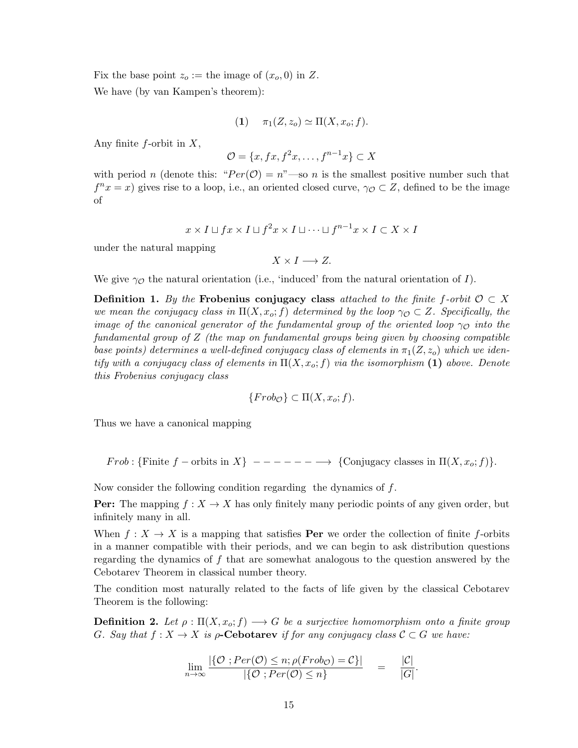Fix the base point $z_o :=$ the image of $(x_o, 0)$ in $Z$.

We have (by van Kampen's theorem):

$$(\mathbf{1}) \qquad \pi_1(Z, z_o) \simeq \Pi(X, x_o; f).$$

Any finite $f$-orbit in $X$,

$$\mathcal{O} = \{x, fx, f^2x, \ldots, f^{n-1}x\} \subset X$$

with period $n$ (denote this: "$Per(\mathcal{O}) = n$"—so $n$ is the smallest positive number such that $f^n x = x$) gives rise to a loop, i.e., an oriented closed curve, $\gamma_{\mathcal{O}} \subset Z$, defined to be the image of

$$x \times I \sqcup fx \times I \sqcup f^2x \times I \sqcup \cdots \sqcup f^{n-1}x \times I \subset X \times I$$

under the natural mapping

$$X \times I \longrightarrow Z.$$

We give $\gamma_{\mathcal{O}}$ the natural orientation (i.e., 'induced' from the natural orientation of $I$).

**Definition 1.** *By the* **Frobenius conjugacy class** *attached to the finite $f$-orbit $\mathcal{O} \subset X$ we mean the conjugacy class in $\Pi(X, x_o; f)$ determined by the loop $\gamma_{\mathcal{O}} \subset Z$. Specifically, the image of the canonical generator of the fundamental group of the oriented loop $\gamma_{\mathcal{O}}$ into the fundamental group of $Z$ (the map on fundamental groups being given by choosing compatible base points) determines a well-defined conjugacy class of elements in $\pi_1(Z, z_o)$ which we identify with a conjugacy class of elements in $\Pi(X, x_o; f)$ via the isomorphism* **(1)** *above. Denote this Frobenius conjugacy class*

$$\{Frob_{\mathcal{O}}\} \subset \Pi(X, x_o; f).$$

Thus we have a canonical mapping

$$Frob : \{\text{Finite } f-\text{orbits in } X\} \ ------\longrightarrow \ \{\text{Conjugacy classes in } \Pi(X, x_o; f)\}.$$

Now consider the following condition regarding the dynamics of $f$.

**Per:** The mapping $f : X \to X$ has only finitely many periodic points of any given order, but infinitely many in all.

When $f : X \to X$ is a mapping that satisfies **Per** we order the collection of finite $f$-orbits in a manner compatible with their periods, and we can begin to ask distribution questions regarding the dynamics of $f$ that are somewhat analogous to the question answered by the Cebotarev Theorem in classical number theory.

The condition most naturally related to the facts of life given by the classical Cebotarev Theorem is the following:

**Definition 2.** *Let $\rho : \Pi(X, x_o; f) \longrightarrow G$ be a surjective homomorphism onto a finite group $G$. Say that $f : X \to X$ is* **$\rho$-Cebotarev** *if for any conjugacy class $\mathcal{C} \subset G$ we have:*

$$\lim_{n \to \infty} \frac{|\{\mathcal{O} \ ; Per(\mathcal{O}) \leq n; \rho(Frob_{\mathcal{O}}) = \mathcal{C}\}|}{|\{\mathcal{O} \ ; Per(\mathcal{O}) \leq n\}} \quad = \quad \frac{|\mathcal{C}|}{|G|}.$$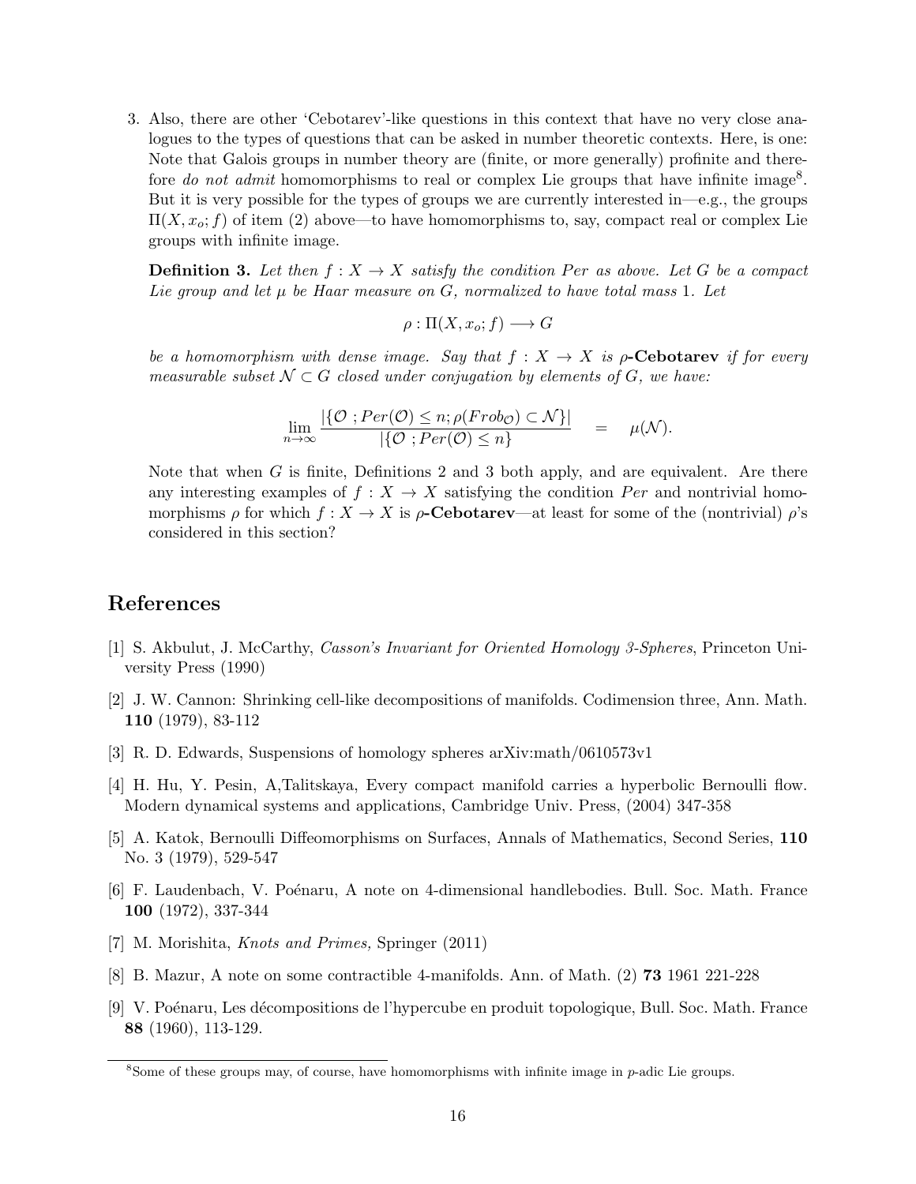3. Also, there are other 'Cebotarev'-like questions in this context that have no very close analogues to the types of questions that can be asked in number theoretic contexts. Here, is one: Note that Galois groups in number theory are (finite, or more generally) profinite and therefore *do not admit* homomorphisms to real or complex Lie groups that have infinite image[8]. But it is very possible for the types of groups we are currently interested in—e.g., the groups $\Pi(X, x_o; f)$ of item (2) above—to have homomorphisms to, say, compact real or complex Lie groups with infinite image.

   **Definition 3.** *Let then $f : X \to X$ satisfy the condition $Per$ as above. Let $G$ be a compact Lie group and let $\mu$ be Haar measure on $G$, normalized to have total mass 1. Let*

   $$\rho : \Pi(X, x_o; f) \longrightarrow G$$

   *be a homomorphism with dense image. Say that $f : X \to X$ is* **$\rho$-Cebotarev** *if for every measurable subset $\mathcal{N} \subset G$ closed under conjugation by elements of $G$, we have:*

   $$\lim_{n\to\infty} \frac{|\{\mathcal{O}\ ; Per(\mathcal{O}) \leq n; \rho(Frob_{\mathcal{O}}) \subset \mathcal{N}\}|}{|\{\mathcal{O}\ ; Per(\mathcal{O}) \leq n\}|} \quad = \quad \mu(\mathcal{N}).$$

   Note that when $G$ is finite, Definitions 2 and 3 both apply, and are equivalent. Are there any interesting examples of $f : X \to X$ satisfying the condition $Per$ and nontrivial homomorphisms $\rho$ for which $f : X \to X$ is **$\rho$-Cebotarev**—at least for some of the (nontrivial) $\rho$'s considered in this section?

## References

[1] S. Akbulut, J. McCarthy, *Casson's Invariant for Oriented Homology 3-Spheres*, Princeton University Press (1990)

[2] J. W. Cannon: Shrinking cell-like decompositions of manifolds. Codimension three, Ann. Math. **110** (1979), 83-112

[3] R. D. Edwards, Suspensions of homology spheres arXiv:math/0610573v1

[4] H. Hu, Y. Pesin, A,Talitskaya, Every compact manifold carries a hyperbolic Bernoulli flow. Modern dynamical systems and applications, Cambridge Univ. Press, (2004) 347-358

[5] A. Katok, Bernoulli Diffeomorphisms on Surfaces, Annals of Mathematics, Second Series, **110** No. 3 (1979), 529-547

[6] F. Laudenbach, V. Poénaru, A note on 4-dimensional handlebodies. Bull. Soc. Math. France **100** (1972), 337-344

[7] M. Morishita, *Knots and Primes,* Springer (2011)

[8] B. Mazur, A note on some contractible 4-manifolds. Ann. of Math. (2) **73** 1961 221-228

[9] V. Poénaru, Les décompositions de l'hypercube en produit topologique, Bull. Soc. Math. France **88** (1960), 113-129.

[8] Some of these groups may, of course, have homomorphisms with infinite image in $p$-adic Lie groups.